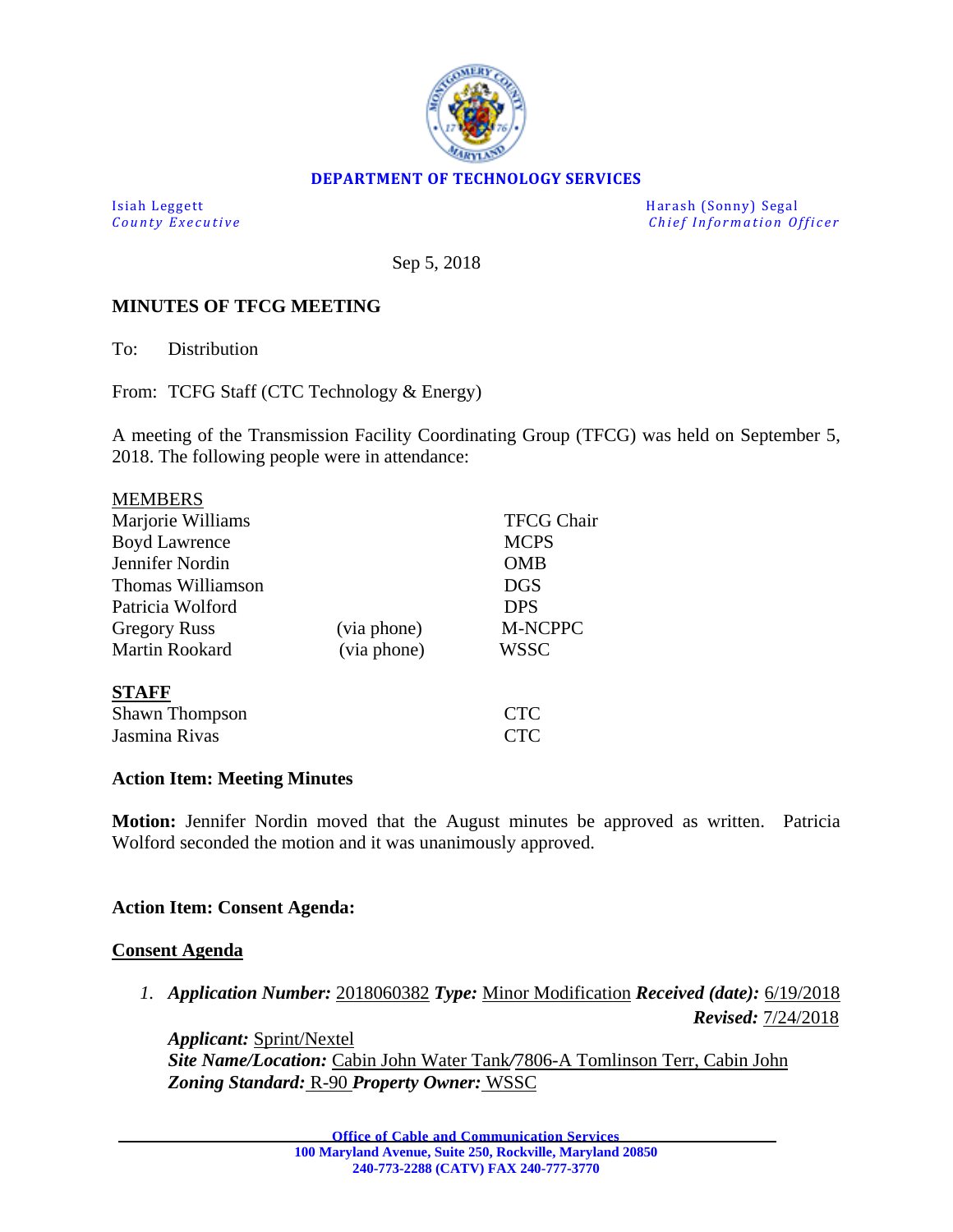**DEPARTMENT OF TECHNOLOGY SERVICES**

Isiah Leggett
*County Executive*

Harash (Sonny) Segal
*Chief Information Officer*

Sep 5, 2018

**MINUTES OF TFCG MEETING**

To: Distribution

From: TCFG Staff (CTC Technology & Energy)

A meeting of the Transmission Facility Coordinating Group (TFCG) was held on September 5, 2018. The following people were in attendance:

MEMBERS

| | | |
|---|---|---|
| Marjorie Williams | | TFCG Chair |
| Boyd Lawrence | | MCPS |
| Jennifer Nordin | | OMB |
| Thomas Williamson | | DGS |
| Patricia Wolford | | DPS |
| Gregory Russ | (via phone) | M-NCPPC |
| Martin Rookard | (via phone) | WSSC |

**STAFF**

| | |
|---|---|
| Shawn Thompson | CTC |
| Jasmina Rivas | CTC |

**Action Item: Meeting Minutes**

**Motion:** Jennifer Nordin moved that the August minutes be approved as written. Patricia Wolford seconded the motion and it was unanimously approved.

**Action Item: Consent Agenda:**

**Consent Agenda**

1. ***Application Number:*** 2018060382 ***Type:*** Minor Modification ***Received (date):*** 6/19/2018 ***Revised:*** 7/24/2018
   ***Applicant:*** Sprint/Nextel
   ***Site Name/Location:*** Cabin John Water Tank/7806-A Tomlinson Terr, Cabin John
   ***Zoning Standard:*** R-90 ***Property Owner:*** WSSC

**Office of Cable and Communication Services**
**100 Maryland Avenue, Suite 250, Rockville, Maryland 20850**
**240-773-2288 (CATV) FAX 240-777-3770**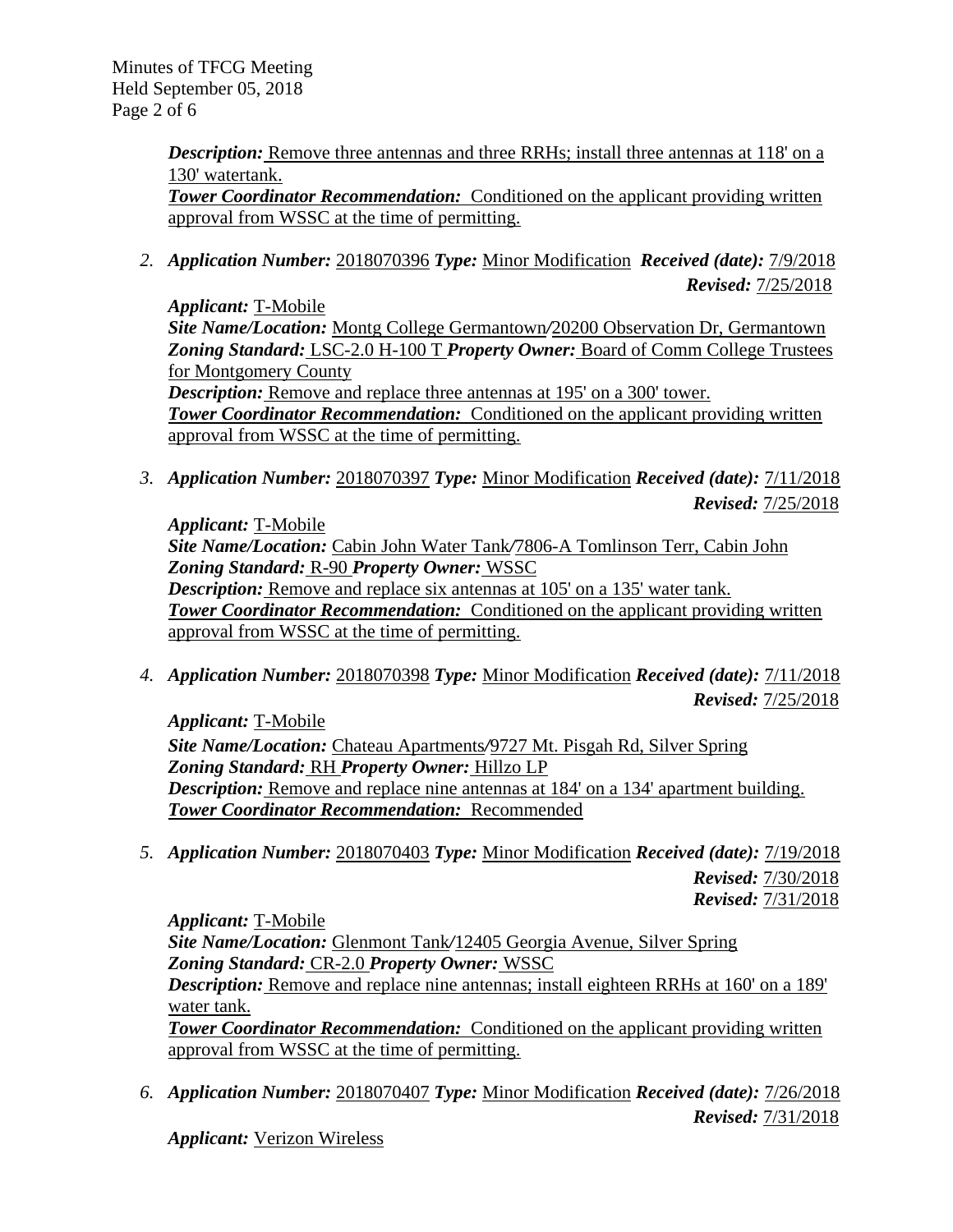*Description:* Remove three antennas and three RRHs; install three antennas at 118' on a 130' watertank.
*Tower Coordinator Recommendation:* Conditioned on the applicant providing written approval from WSSC at the time of permitting.

2. ***Application Number:*** 2018070396 ***Type:*** Minor Modification ***Received (date):*** 7/9/2018
***Revised:*** 7/25/2018

   ***Applicant:*** T-Mobile
   ***Site Name/Location:*** Montg College Germantown/20200 Observation Dr, Germantown
   ***Zoning Standard:*** LSC-2.0 H-100 T ***Property Owner:*** Board of Comm College Trustees for Montgomery County
   ***Description:*** Remove and replace three antennas at 195' on a 300' tower.
   ***Tower Coordinator Recommendation:*** Conditioned on the applicant providing written approval from WSSC at the time of permitting.

3. ***Application Number:*** 2018070397 ***Type:*** Minor Modification ***Received (date):*** 7/11/2018
***Revised:*** 7/25/2018

   ***Applicant:*** T-Mobile
   ***Site Name/Location:*** Cabin John Water Tank/7806-A Tomlinson Terr, Cabin John
   ***Zoning Standard:*** R-90 ***Property Owner:*** WSSC
   ***Description:*** Remove and replace six antennas at 105' on a 135' water tank.
   ***Tower Coordinator Recommendation:*** Conditioned on the applicant providing written approval from WSSC at the time of permitting.

4. ***Application Number:*** 2018070398 ***Type:*** Minor Modification ***Received (date):*** 7/11/2018
***Revised:*** 7/25/2018

   ***Applicant:*** T-Mobile
   ***Site Name/Location:*** Chateau Apartments/9727 Mt. Pisgah Rd, Silver Spring
   ***Zoning Standard:*** RH ***Property Owner:*** Hillzo LP
   ***Description:*** Remove and replace nine antennas at 184' on a 134' apartment building.
   ***Tower Coordinator Recommendation:*** Recommended

5. ***Application Number:*** 2018070403 ***Type:*** Minor Modification ***Received (date):*** 7/19/2018
***Revised:*** 7/30/2018
***Revised:*** 7/31/2018

   ***Applicant:*** T-Mobile
   ***Site Name/Location:*** Glenmont Tank/12405 Georgia Avenue, Silver Spring
   ***Zoning Standard:*** CR-2.0 ***Property Owner:*** WSSC
   ***Description:*** Remove and replace nine antennas; install eighteen RRHs at 160' on a 189' water tank.
   ***Tower Coordinator Recommendation:*** Conditioned on the applicant providing written approval from WSSC at the time of permitting.

6. ***Application Number:*** 2018070407 ***Type:*** Minor Modification ***Received (date):*** 7/26/2018
***Revised:*** 7/31/2018

   ***Applicant:*** Verizon Wireless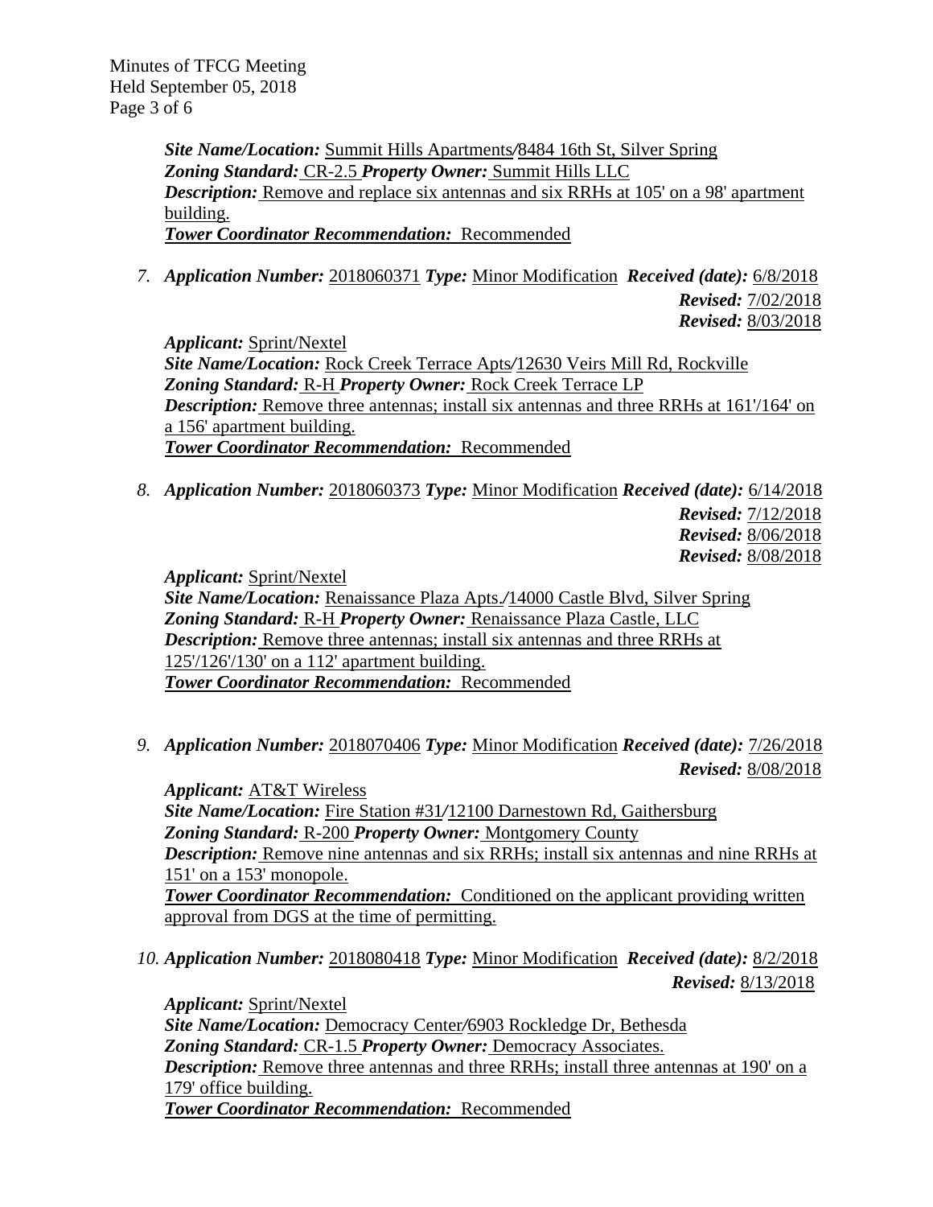***Site Name/Location:*** Summit Hills Apartments/8484 16th St, Silver Spring
***Zoning Standard:*** CR-2.5 ***Property Owner:*** Summit Hills LLC
***Description:*** Remove and replace six antennas and six RRHs at 105' on a 98' apartment building.
***Tower Coordinator Recommendation:*** Recommended

7. ***Application Number:*** 2018060371 ***Type:*** Minor Modification ***Received (date):*** 6/8/2018
***Revised:*** 7/02/2018
***Revised:*** 8/03/2018
***Applicant:*** Sprint/Nextel
***Site Name/Location:*** Rock Creek Terrace Apts/12630 Veirs Mill Rd, Rockville
***Zoning Standard:*** R-H ***Property Owner:*** Rock Creek Terrace LP
***Description:*** Remove three antennas; install six antennas and three RRHs at 161'/164' on a 156' apartment building.
***Tower Coordinator Recommendation:*** Recommended

8. ***Application Number:*** 2018060373 ***Type:*** Minor Modification ***Received (date):*** 6/14/2018
***Revised:*** 7/12/2018
***Revised:*** 8/06/2018
***Revised:*** 8/08/2018
***Applicant:*** Sprint/Nextel
***Site Name/Location:*** Renaissance Plaza Apts./14000 Castle Blvd, Silver Spring
***Zoning Standard:*** R-H ***Property Owner:*** Renaissance Plaza Castle, LLC
***Description:*** Remove three antennas; install six antennas and three RRHs at 125'/126'/130' on a 112' apartment building.
***Tower Coordinator Recommendation:*** Recommended

9. ***Application Number:*** 2018070406 ***Type:*** Minor Modification ***Received (date):*** 7/26/2018
***Revised:*** 8/08/2018
***Applicant:*** AT&T Wireless
***Site Name/Location:*** Fire Station #31/12100 Darnestown Rd, Gaithersburg
***Zoning Standard:*** R-200 ***Property Owner:*** Montgomery County
***Description:*** Remove nine antennas and six RRHs; install six antennas and nine RRHs at 151' on a 153' monopole.
***Tower Coordinator Recommendation:*** Conditioned on the applicant providing written approval from DGS at the time of permitting.

10. ***Application Number:*** 2018080418 ***Type:*** Minor Modification ***Received (date):*** 8/2/2018
***Revised:*** 8/13/2018
***Applicant:*** Sprint/Nextel
***Site Name/Location:*** Democracy Center/6903 Rockledge Dr, Bethesda
***Zoning Standard:*** CR-1.5 ***Property Owner:*** Democracy Associates.
***Description:*** Remove three antennas and three RRHs; install three antennas at 190' on a 179' office building.
***Tower Coordinator Recommendation:*** Recommended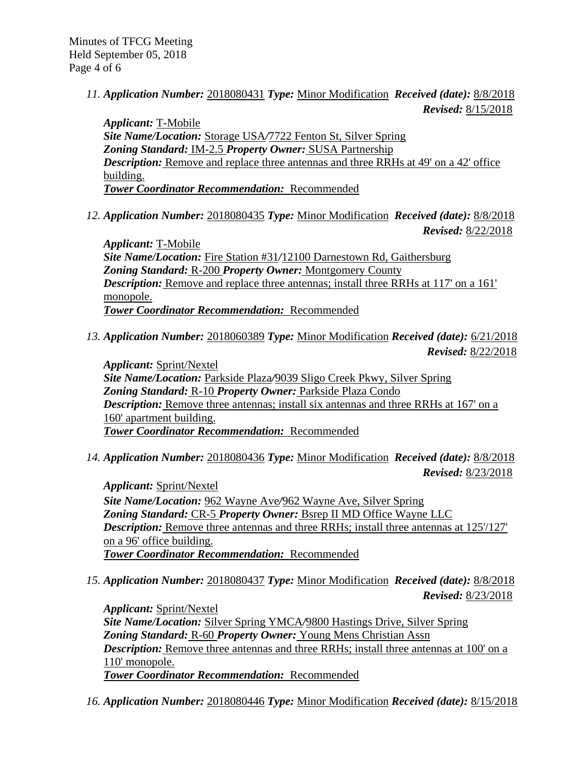11. ***Application Number:*** 2018080431 ***Type:*** Minor Modification ***Received (date):*** 8/8/2018
***Revised:*** 8/15/2018
***Applicant:*** T-Mobile
***Site Name/Location:*** Storage USA/7722 Fenton St, Silver Spring
***Zoning Standard:*** IM-2.5 ***Property Owner:*** SUSA Partnership
***Description:*** Remove and replace three antennas and three RRHs at 49' on a 42' office building.
***Tower Coordinator Recommendation:*** Recommended

12. ***Application Number:*** 2018080435 ***Type:*** Minor Modification ***Received (date):*** 8/8/2018
***Revised:*** 8/22/2018
***Applicant:*** T-Mobile
***Site Name/Location:*** Fire Station #31/12100 Darnestown Rd, Gaithersburg
***Zoning Standard:*** R-200 ***Property Owner:*** Montgomery County
***Description:*** Remove and replace three antennas; install three RRHs at 117' on a 161' monopole.
***Tower Coordinator Recommendation:*** Recommended

13. ***Application Number:*** 2018060389 ***Type:*** Minor Modification ***Received (date):*** 6/21/2018
***Revised:*** 8/22/2018
***Applicant:*** Sprint/Nextel
***Site Name/Location:*** Parkside Plaza/9039 Sligo Creek Pkwy, Silver Spring
***Zoning Standard:*** R-10 ***Property Owner:*** Parkside Plaza Condo
***Description:*** Remove three antennas; install six antennas and three RRHs at 167' on a 160' apartment building.
***Tower Coordinator Recommendation:*** Recommended

14. ***Application Number:*** 2018080436 ***Type:*** Minor Modification ***Received (date):*** 8/8/2018
***Revised:*** 8/23/2018
***Applicant:*** Sprint/Nextel
***Site Name/Location:*** 962 Wayne Ave/962 Wayne Ave, Silver Spring
***Zoning Standard:*** CR-5 ***Property Owner:*** Bsrep II MD Office Wayne LLC
***Description:*** Remove three antennas and three RRHs; install three antennas at 125'/127' on a 96' office building.
***Tower Coordinator Recommendation:*** Recommended

15. ***Application Number:*** 2018080437 ***Type:*** Minor Modification ***Received (date):*** 8/8/2018
***Revised:*** 8/23/2018
***Applicant:*** Sprint/Nextel
***Site Name/Location:*** Silver Spring YMCA/9800 Hastings Drive, Silver Spring
***Zoning Standard:*** R-60 ***Property Owner:*** Young Mens Christian Assn
***Description:*** Remove three antennas and three RRHs; install three antennas at 100' on a 110' monopole.
***Tower Coordinator Recommendation:*** Recommended

16. ***Application Number:*** 2018080446 ***Type:*** Minor Modification ***Received (date):*** 8/15/2018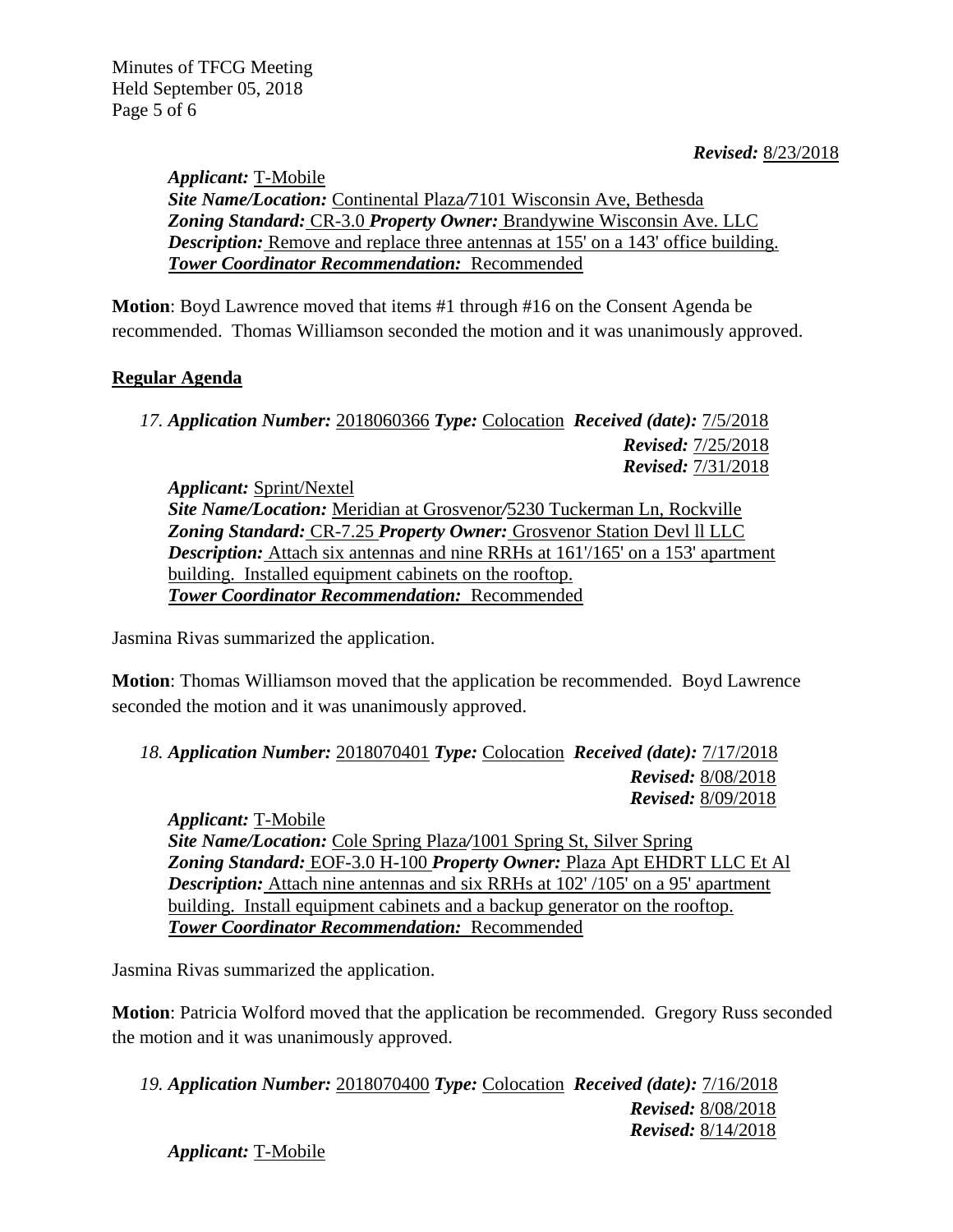*Revised:* 8/23/2018

*Applicant:* T-Mobile
*Site Name/Location:* Continental Plaza/7101 Wisconsin Ave, Bethesda
*Zoning Standard:* CR-3.0 *Property Owner:* Brandywine Wisconsin Ave. LLC
*Description:* Remove and replace three antennas at 155' on a 143' office building.
***Tower Coordinator Recommendation:*** Recommended

**Motion**: Boyd Lawrence moved that items #1 through #16 on the Consent Agenda be recommended. Thomas Williamson seconded the motion and it was unanimously approved.

**Regular Agenda**

17. *Application Number:* 2018060366 *Type:* Colocation *Received (date):* 7/5/2018
*Revised:* 7/25/2018
*Revised:* 7/31/2018

*Applicant:* Sprint/Nextel
*Site Name/Location:* Meridian at Grosvenor/5230 Tuckerman Ln, Rockville
*Zoning Standard:* CR-7.25 *Property Owner:* Grosvenor Station Devl ll LLC
*Description:* Attach six antennas and nine RRHs at 161'/165' on a 153' apartment building. Installed equipment cabinets on the rooftop.
***Tower Coordinator Recommendation:*** Recommended

Jasmina Rivas summarized the application.

**Motion**: Thomas Williamson moved that the application be recommended. Boyd Lawrence seconded the motion and it was unanimously approved.

18. *Application Number:* 2018070401 *Type:* Colocation *Received (date):* 7/17/2018
*Revised:* 8/08/2018
*Revised:* 8/09/2018

*Applicant:* T-Mobile
*Site Name/Location:* Cole Spring Plaza/1001 Spring St, Silver Spring
*Zoning Standard:* EOF-3.0 H-100 *Property Owner:* Plaza Apt EHDRT LLC Et Al
*Description:* Attach nine antennas and six RRHs at 102' /105' on a 95' apartment building. Install equipment cabinets and a backup generator on the rooftop.
***Tower Coordinator Recommendation:*** Recommended

Jasmina Rivas summarized the application.

**Motion**: Patricia Wolford moved that the application be recommended. Gregory Russ seconded the motion and it was unanimously approved.

19. *Application Number:* 2018070400 *Type:* Colocation *Received (date):* 7/16/2018
*Revised:* 8/08/2018
*Revised:* 8/14/2018

*Applicant:* T-Mobile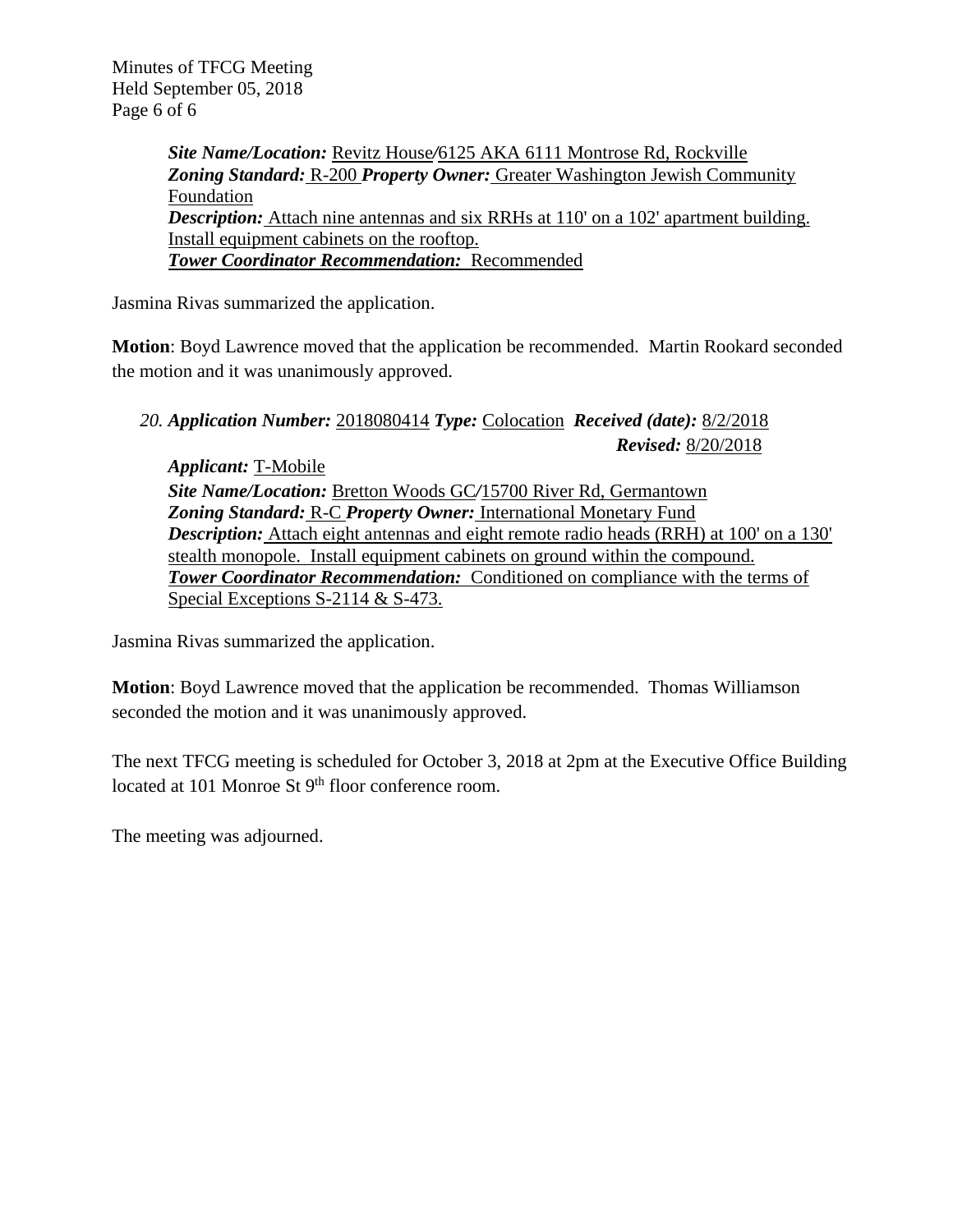*Site Name/Location:* Revitz House/6125 AKA 6111 Montrose Rd, Rockville
*Zoning Standard:* R-200 *Property Owner:* Greater Washington Jewish Community Foundation
*Description:* Attach nine antennas and six RRHs at 110' on a 102' apartment building. Install equipment cabinets on the rooftop.
***Tower Coordinator Recommendation:*** Recommended

Jasmina Rivas summarized the application.

**Motion**: Boyd Lawrence moved that the application be recommended. Martin Rookard seconded the motion and it was unanimously approved.

20. *Application Number:* 2018080414 *Type:* Colocation *Received (date):* 8/2/2018
*Revised:* 8/20/2018
*Applicant:* T-Mobile
*Site Name/Location:* Bretton Woods GC/15700 River Rd, Germantown
*Zoning Standard:* R-C *Property Owner:* International Monetary Fund
*Description:* Attach eight antennas and eight remote radio heads (RRH) at 100' on a 130' stealth monopole. Install equipment cabinets on ground within the compound.
***Tower Coordinator Recommendation:*** Conditioned on compliance with the terms of Special Exceptions S-2114 & S-473.

Jasmina Rivas summarized the application.

**Motion**: Boyd Lawrence moved that the application be recommended. Thomas Williamson seconded the motion and it was unanimously approved.

The next TFCG meeting is scheduled for October 3, 2018 at 2pm at the Executive Office Building located at 101 Monroe St 9th floor conference room.

The meeting was adjourned.